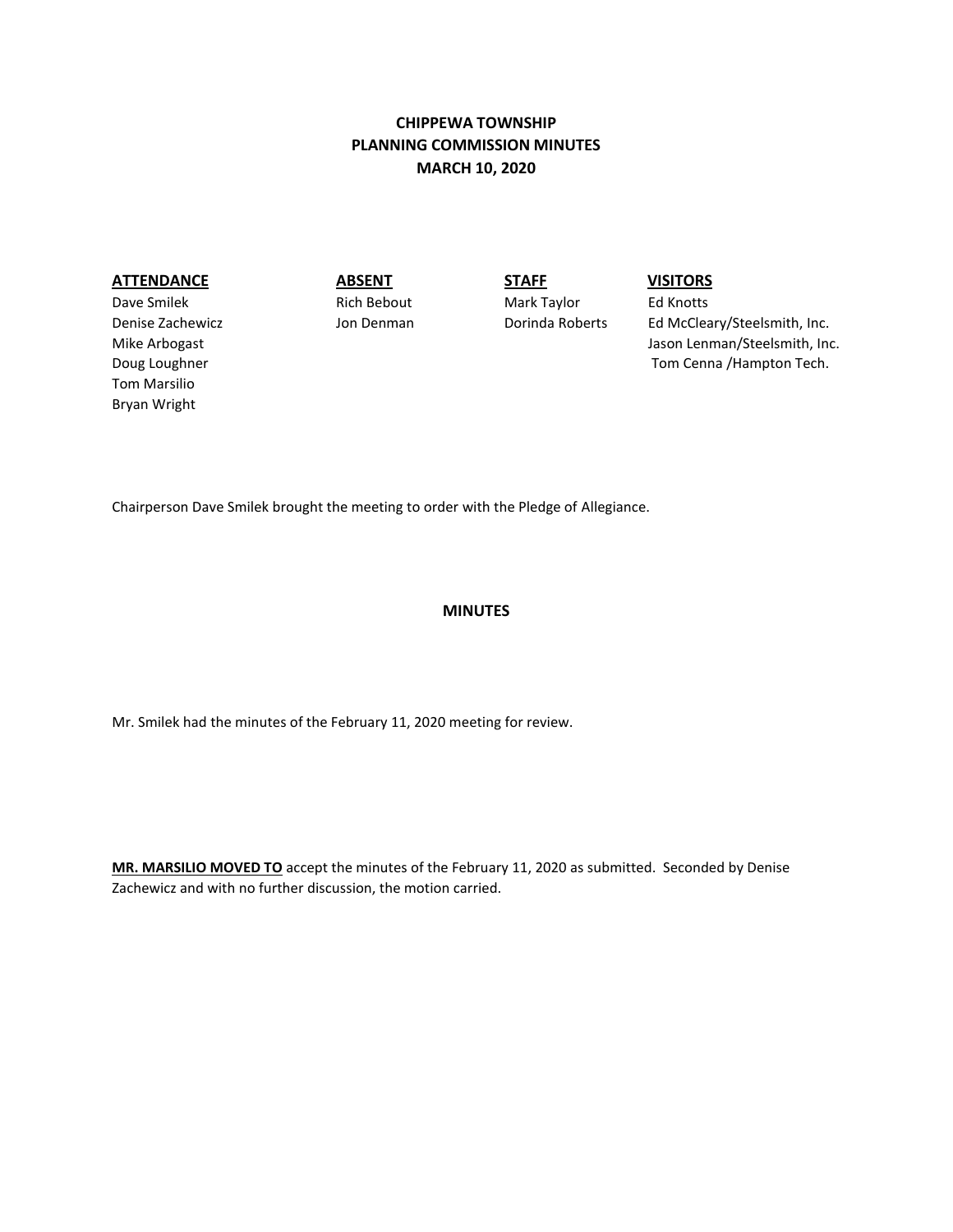# CHIPPEWA TOWNSHIP
# PLANNING COMMISSION MINUTES
# MARCH 10, 2020

| **ATTENDANCE** | **ABSENT** | **STAFF** | **VISITORS** |
| --- | --- | --- | --- |
| Dave Smilek | Rich Bebout | Mark Taylor | Ed Knotts |
| Denise Zachewicz | Jon Denman | Dorinda Roberts | Ed McCleary/Steelsmith, Inc. |
| Mike Arbogast | | | Jason Lenman/Steelsmith, Inc. |
| Doug Loughner | | | Tom Cenna /Hampton Tech. |
| Tom Marsilio | | | |
| Bryan Wright | | | |

Chairperson Dave Smilek brought the meeting to order with the Pledge of Allegiance.

## MINUTES

Mr. Smilek had the minutes of the February 11, 2020 meeting for review.

**MR. MARSILIO MOVED TO** accept the minutes of the February 11, 2020 as submitted. Seconded by Denise Zachewicz and with no further discussion, the motion carried.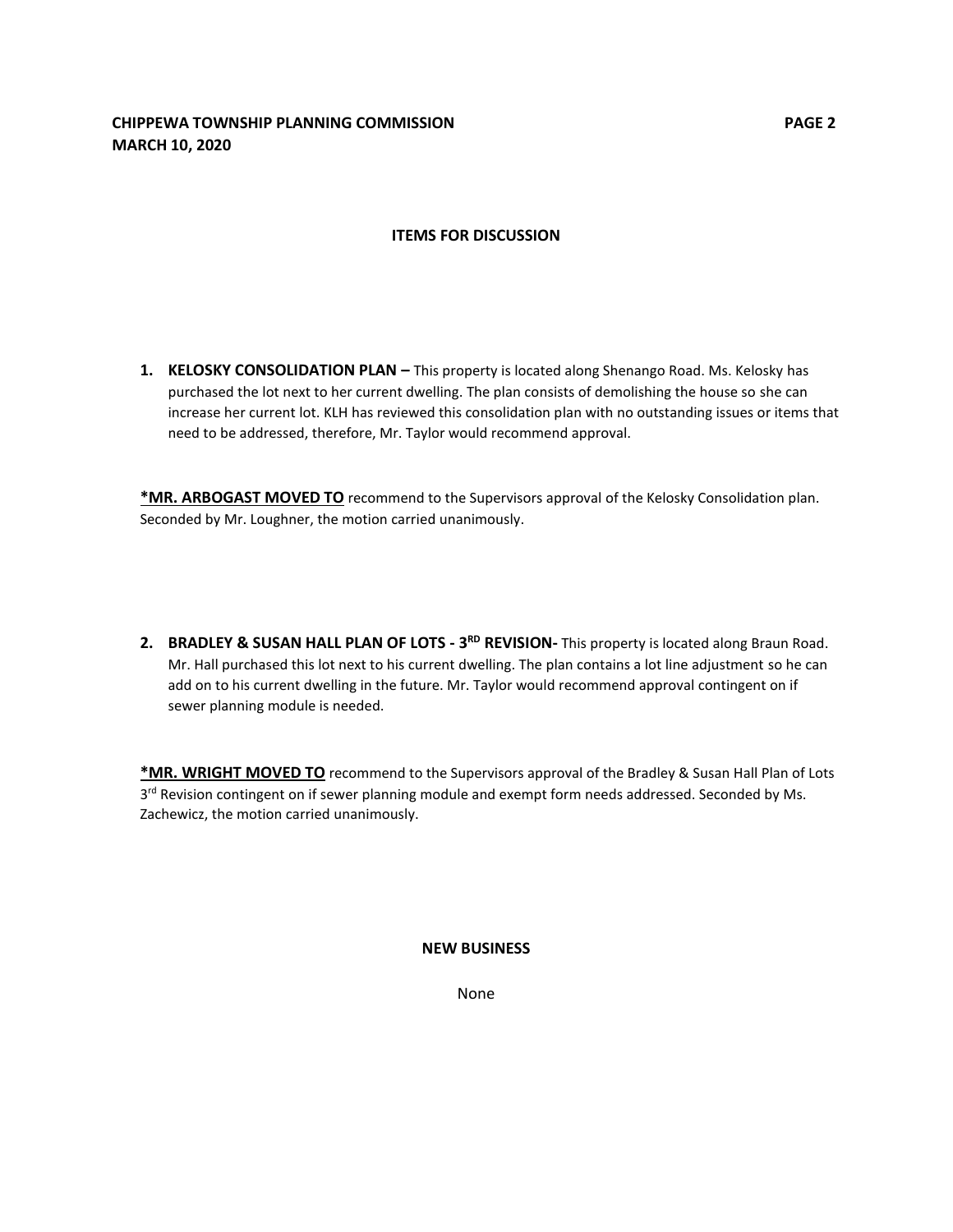## ITEMS FOR DISCUSSION

1. **KELOSKY CONSOLIDATION PLAN –** This property is located along Shenango Road. Ms. Kelosky has purchased the lot next to her current dwelling. The plan consists of demolishing the house so she can increase her current lot. KLH has reviewed this consolidation plan with no outstanding issues or items that need to be addressed, therefore, Mr. Taylor would recommend approval.

**\*MR. ARBOGAST MOVED TO** recommend to the Supervisors approval of the Kelosky Consolidation plan. Seconded by Mr. Loughner, the motion carried unanimously.

2. **BRADLEY & SUSAN HALL PLAN OF LOTS - 3RD REVISION-** This property is located along Braun Road. Mr. Hall purchased this lot next to his current dwelling. The plan contains a lot line adjustment so he can add on to his current dwelling in the future. Mr. Taylor would recommend approval contingent on if sewer planning module is needed.

**\*MR. WRIGHT MOVED TO** recommend to the Supervisors approval of the Bradley & Susan Hall Plan of Lots 3rd Revision contingent on if sewer planning module and exempt form needs addressed. Seconded by Ms. Zachewicz, the motion carried unanimously.

## NEW BUSINESS

None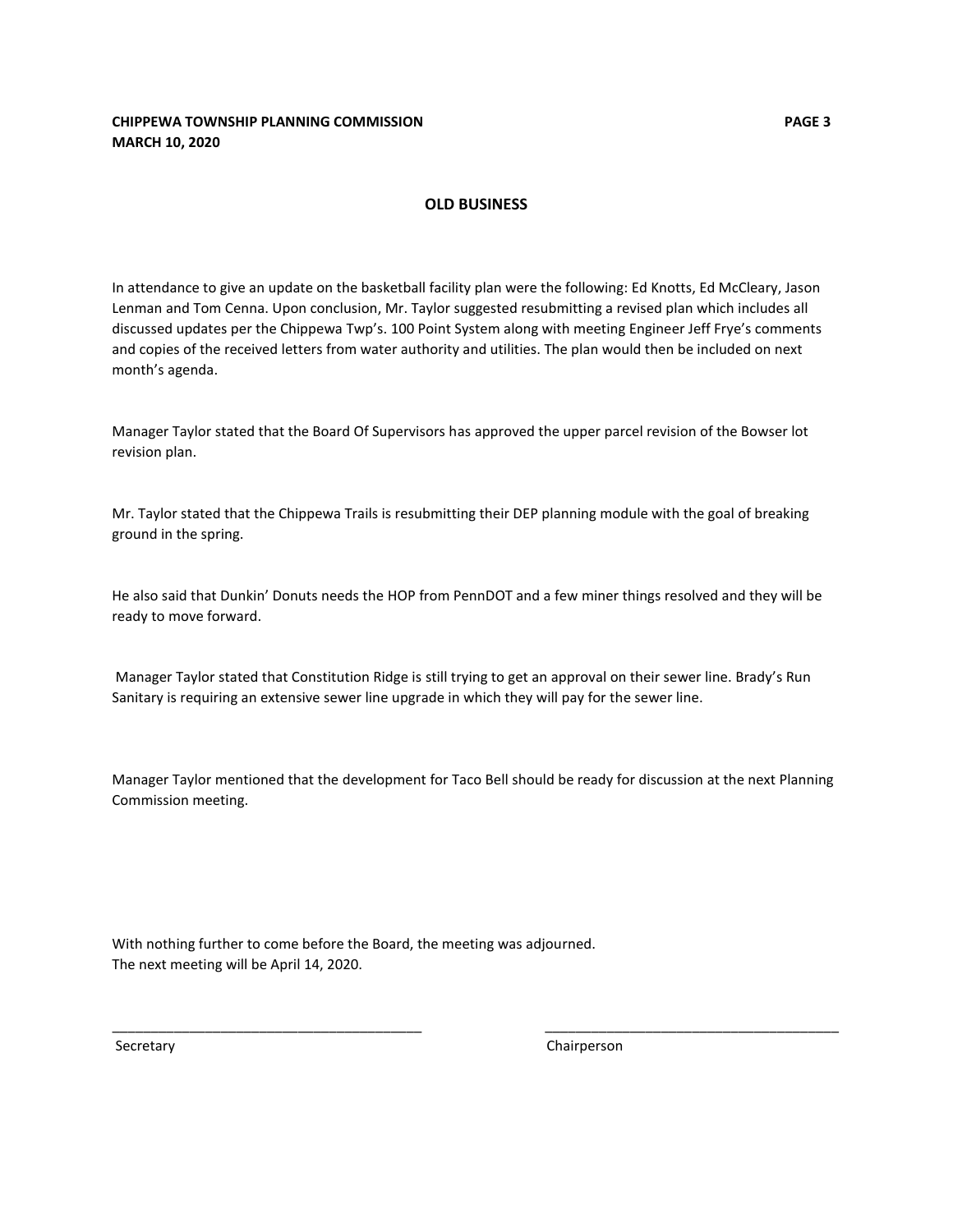## OLD BUSINESS

In attendance to give an update on the basketball facility plan were the following: Ed Knotts, Ed McCleary, Jason Lenman and Tom Cenna. Upon conclusion, Mr. Taylor suggested resubmitting a revised plan which includes all discussed updates per the Chippewa Twp's. 100 Point System along with meeting Engineer Jeff Frye's comments and copies of the received letters from water authority and utilities. The plan would then be included on next month's agenda.

Manager Taylor stated that the Board Of Supervisors has approved the upper parcel revision of the Bowser lot revision plan.

Mr. Taylor stated that the Chippewa Trails is resubmitting their DEP planning module with the goal of breaking ground in the spring.

He also said that Dunkin' Donuts needs the HOP from PennDOT and a few miner things resolved and they will be ready to move forward.

Manager Taylor stated that Constitution Ridge is still trying to get an approval on their sewer line. Brady's Run Sanitary is requiring an extensive sewer line upgrade in which they will pay for the sewer line.

Manager Taylor mentioned that the development for Taco Bell should be ready for discussion at the next Planning Commission meeting.

With nothing further to come before the Board, the meeting was adjourned.
The next meeting will be April 14, 2020.

\_\_\_\_\_\_\_\_\_\_\_\_\_\_\_\_\_\_\_\_\_\_\_\_\_\_\_\_\_\_\_\_\_\_\_\_\_\_
Secretary

\_\_\_\_\_\_\_\_\_\_\_\_\_\_\_\_\_\_\_\_\_\_\_\_\_\_\_\_\_\_\_\_\_\_\_\_\_\_
Chairperson